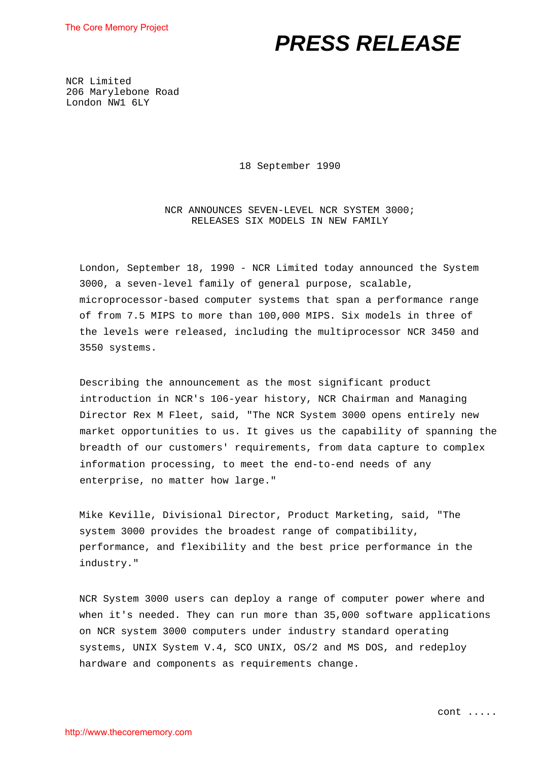# PRESS RELEASE

NCR Limited
206 Marylebone Road
London NW1 6LY

18 September 1990

NCR ANNOUNCES SEVEN-LEVEL NCR SYSTEM 3000;
RELEASES SIX MODELS IN NEW FAMILY

London, September 18, 1990 - NCR Limited today announced the System 3000, a seven-level family of general purpose, scalable, microprocessor-based computer systems that span a performance range of from 7.5 MIPS to more than 100,000 MIPS. Six models in three of the levels were released, including the multiprocessor NCR 3450 and 3550 systems.

Describing the announcement as the most significant product introduction in NCR's 106-year history, NCR Chairman and Managing Director Rex M Fleet, said, "The NCR System 3000 opens entirely new market opportunities to us. It gives us the capability of spanning the breadth of our customers' requirements, from data capture to complex information processing, to meet the end-to-end needs of any enterprise, no matter how large."

Mike Keville, Divisional Director, Product Marketing, said, "The system 3000 provides the broadest range of compatibility, performance, and flexibility and the best price performance in the industry."

NCR System 3000 users can deploy a range of computer power where and when it's needed. They can run more than 35,000 software applications on NCR system 3000 computers under industry standard operating systems, UNIX System V.4, SCO UNIX, OS/2 and MS DOS, and redeploy hardware and components as requirements change.

cont .....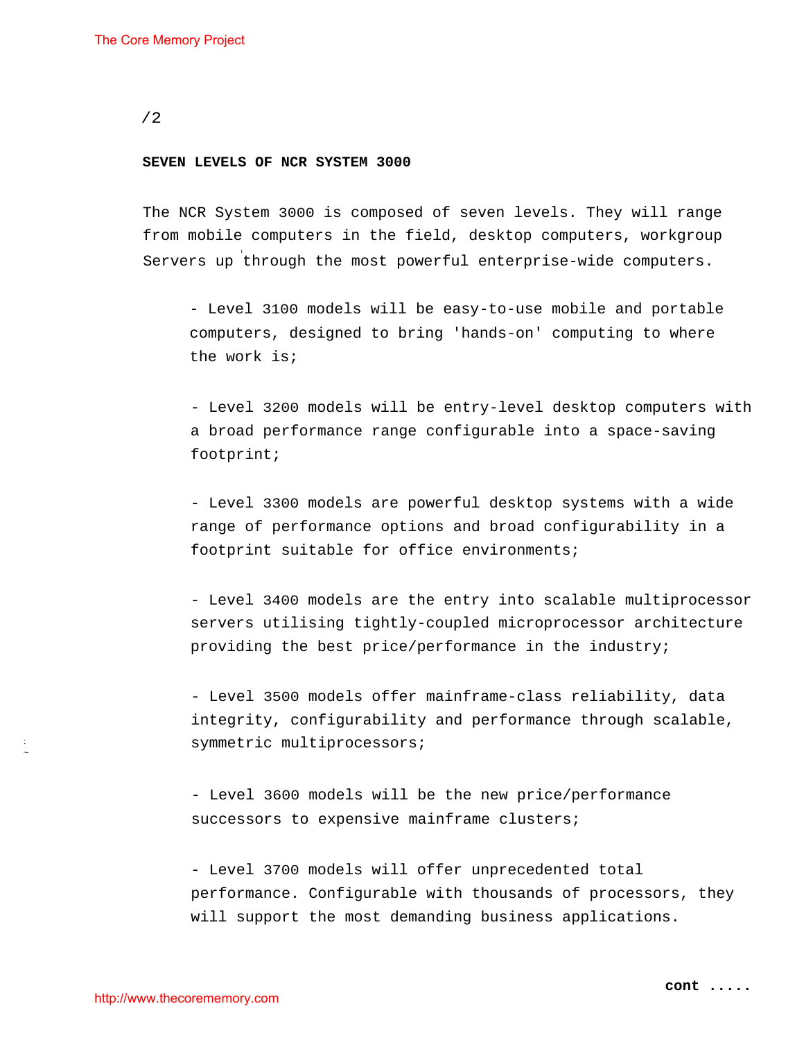## SEVEN LEVELS OF NCR SYSTEM 3000

The NCR System 3000 is composed of seven levels. They will range from mobile computers in the field, desktop computers, workgroup Servers up through the most powerful enterprise-wide computers.

- Level 3100 models will be easy-to-use mobile and portable computers, designed to bring 'hands-on' computing to where the work is;

- Level 3200 models will be entry-level desktop computers with a broad performance range configurable into a space-saving footprint;

- Level 3300 models are powerful desktop systems with a wide range of performance options and broad configurability in a footprint suitable for office environments;

- Level 3400 models are the entry into scalable multiprocessor servers utilising tightly-coupled microprocessor architecture providing the best price/performance in the industry;

- Level 3500 models offer mainframe-class reliability, data integrity, configurability and performance through scalable, symmetric multiprocessors;

- Level 3600 models will be the new price/performance successors to expensive mainframe clusters;

- Level 3700 models will offer unprecedented total performance. Configurable with thousands of processors, they will support the most demanding business applications.

**cont .....**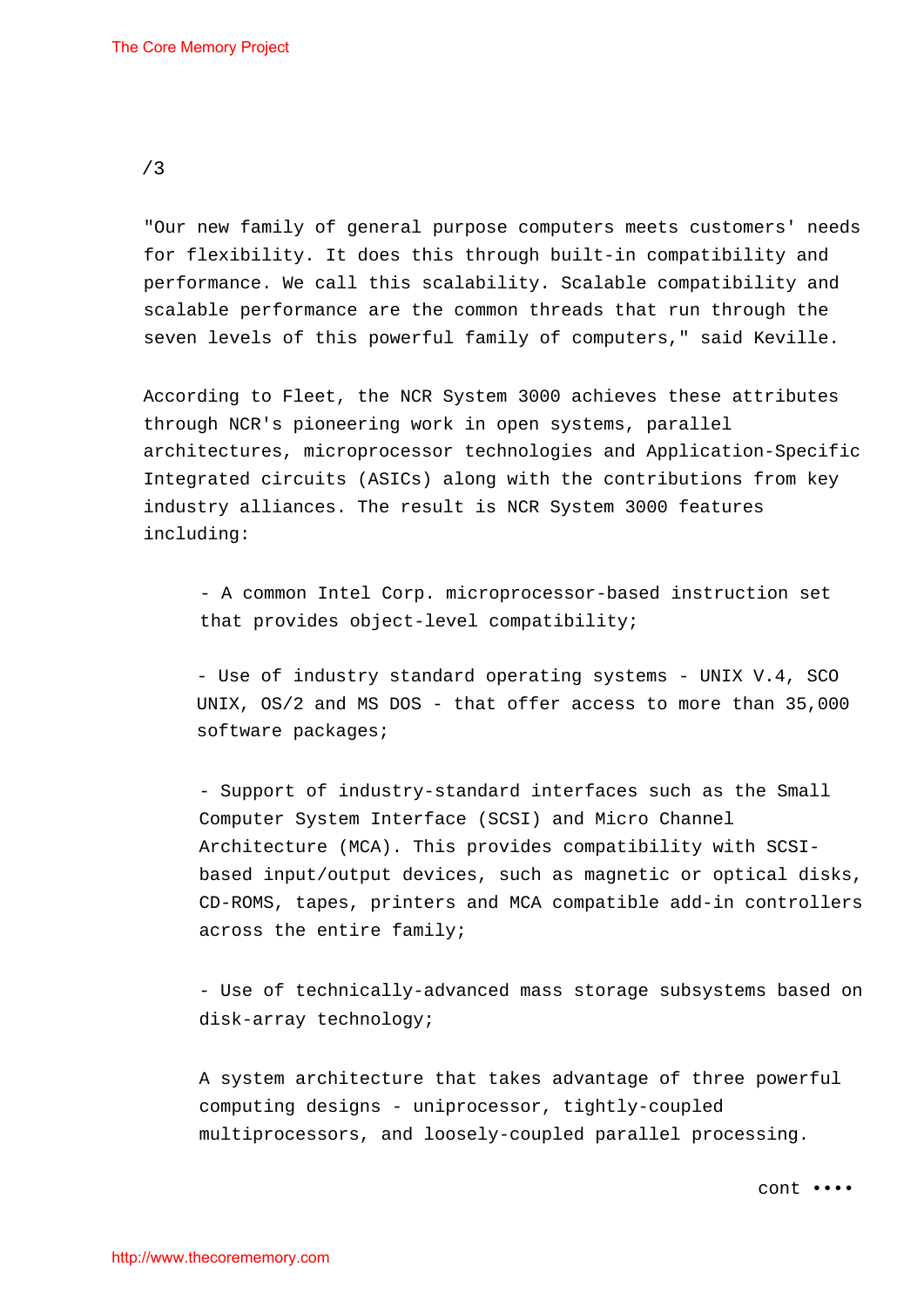/3

"Our new family of general purpose computers meets customers' needs for flexibility. It does this through built-in compatibility and performance. We call this scalability. Scalable compatibility and scalable performance are the common threads that run through the seven levels of this powerful family of computers," said Keville.

According to Fleet, the NCR System 3000 achieves these attributes through NCR's pioneering work in open systems, parallel architectures, microprocessor technologies and Application-Specific Integrated circuits (ASICs) along with the contributions from key industry alliances. The result is NCR System 3000 features including:

- A common Intel Corp. microprocessor-based instruction set that provides object-level compatibility;

- Use of industry standard operating systems - UNIX V.4, SCO UNIX, OS/2 and MS DOS - that offer access to more than 35,000 software packages;

- Support of industry-standard interfaces such as the Small Computer System Interface (SCSI) and Micro Channel Architecture (MCA). This provides compatibility with SCSI-based input/output devices, such as magnetic or optical disks, CD-ROMS, tapes, printers and MCA compatible add-in controllers across the entire family;

- Use of technically-advanced mass storage subsystems based on disk-array technology;

A system architecture that takes advantage of three powerful computing designs - uniprocessor, tightly-coupled multiprocessors, and loosely-coupled parallel processing.

cont ••••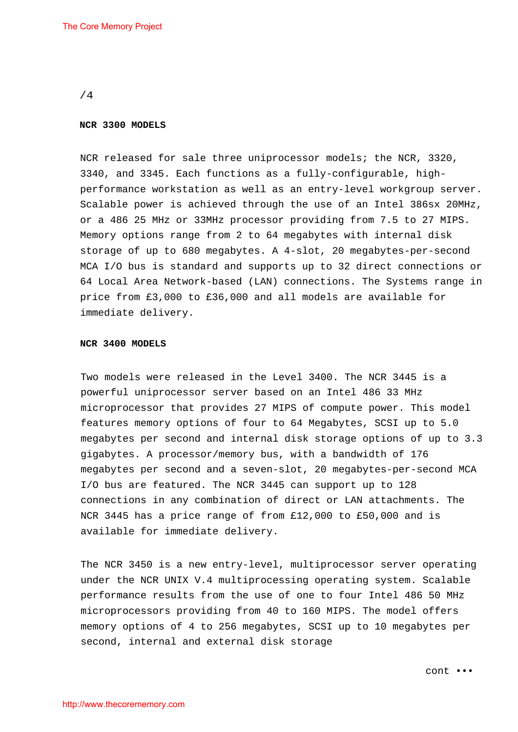/4

**NCR 3300 MODELS**

NCR released for sale three uniprocessor models; the NCR, 3320, 3340, and 3345. Each functions as a fully-configurable, high-performance workstation as well as an entry-level workgroup server. Scalable power is achieved through the use of an Intel 386sx 20MHz, or a 486 25 MHz or 33MHz processor providing from 7.5 to 27 MIPS. Memory options range from 2 to 64 megabytes with internal disk storage of up to 680 megabytes. A 4-slot, 20 megabytes-per-second MCA I/O bus is standard and supports up to 32 direct connections or 64 Local Area Network-based (LAN) connections. The Systems range in price from £3,000 to £36,000 and all models are available for immediate delivery.

**NCR 3400 MODELS**

Two models were released in the Level 3400. The NCR 3445 is a powerful uniprocessor server based on an Intel 486 33 MHz microprocessor that provides 27 MIPS of compute power. This model features memory options of four to 64 Megabytes, SCSI up to 5.0 megabytes per second and internal disk storage options of up to 3.3 gigabytes. A processor/memory bus, with a bandwidth of 176 megabytes per second and a seven-slot, 20 megabytes-per-second MCA I/O bus are featured. The NCR 3445 can support up to 128 connections in any combination of direct or LAN attachments. The NCR 3445 has a price range of from £12,000 to £50,000 and is available for immediate delivery.

The NCR 3450 is a new entry-level, multiprocessor server operating under the NCR UNIX V.4 multiprocessing operating system. Scalable performance results from the use of one to four Intel 486 50 MHz microprocessors providing from 40 to 160 MIPS. The model offers memory options of 4 to 256 megabytes, SCSI up to 10 megabytes per second, internal and external disk storage

cont •••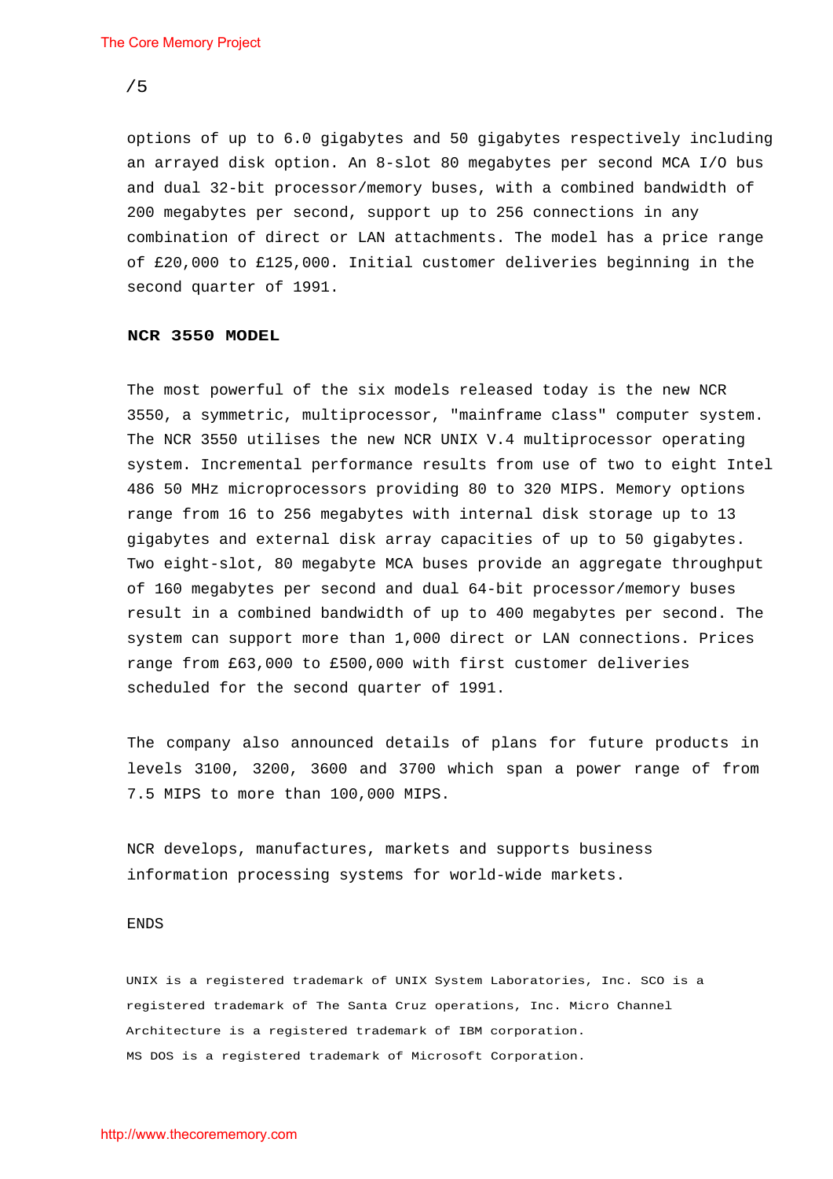options of up to 6.0 gigabytes and 50 gigabytes respectively including an arrayed disk option. An 8-slot 80 megabytes per second MCA I/O bus and dual 32-bit processor/memory buses, with a combined bandwidth of 200 megabytes per second, support up to 256 connections in any combination of direct or LAN attachments. The model has a price range of £20,000 to £125,000. Initial customer deliveries beginning in the second quarter of 1991.

**NCR 3550 MODEL**

The most powerful of the six models released today is the new NCR 3550, a symmetric, multiprocessor, "mainframe class" computer system. The NCR 3550 utilises the new NCR UNIX V.4 multiprocessor operating system. Incremental performance results from use of two to eight Intel 486 50 MHz microprocessors providing 80 to 320 MIPS. Memory options range from 16 to 256 megabytes with internal disk storage up to 13 gigabytes and external disk array capacities of up to 50 gigabytes. Two eight-slot, 80 megabyte MCA buses provide an aggregate throughput of 160 megabytes per second and dual 64-bit processor/memory buses result in a combined bandwidth of up to 400 megabytes per second. The system can support more than 1,000 direct or LAN connections. Prices range from £63,000 to £500,000 with first customer deliveries scheduled for the second quarter of 1991.

The company also announced details of plans for future products in levels 3100, 3200, 3600 and 3700 which span a power range of from 7.5 MIPS to more than 100,000 MIPS.

NCR develops, manufactures, markets and supports business information processing systems for world-wide markets.

ENDS

UNIX is a registered trademark of UNIX System Laboratories, Inc. SCO is a registered trademark of The Santa Cruz operations, Inc. Micro Channel Architecture is a registered trademark of IBM corporation.
MS DOS is a registered trademark of Microsoft Corporation.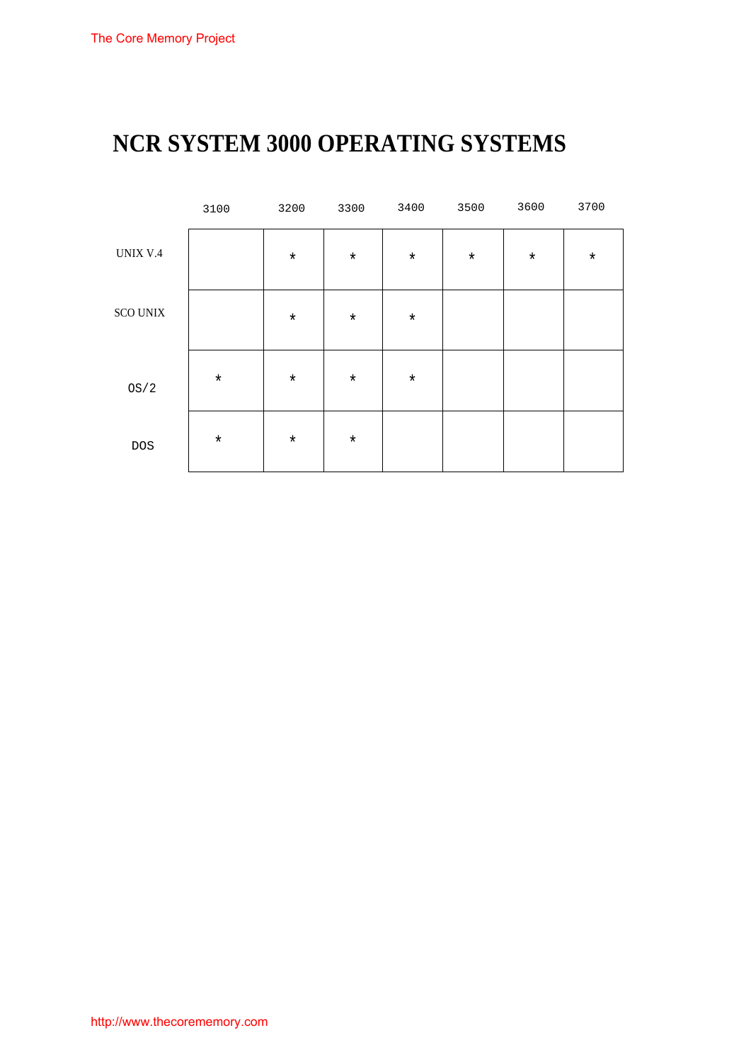# NCR SYSTEM 3000 OPERATING SYSTEMS

| | 3100 | 3200 | 3300 | 3400 | 3500 | 3600 | 3700 |
|---|---|---|---|---|---|---|---|
| UNIX V.4 | | * | * | * | * | * | * |
| SCO UNIX | | * | * | * | | | |
| OS/2 | * | * | * | * | | | |
| DOS | * | * | * | | | | |